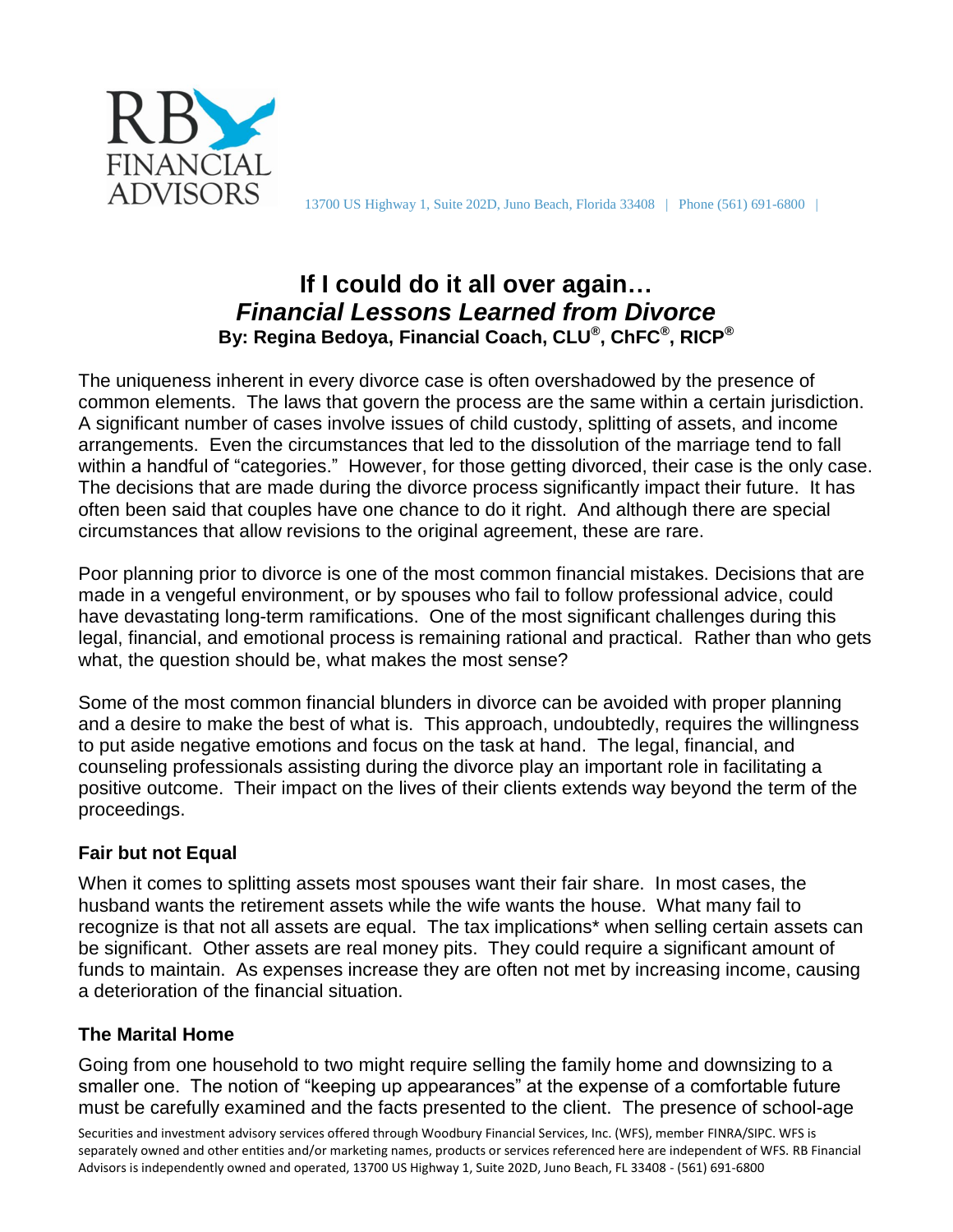13700 US Highway 1, Suite 202D, Juno Beach, Florida 33408 | Phone (561) 691-6800 |

# If I could do it all over again…
## *Financial Lessons Learned from Divorce*
**By: Regina Bedoya, Financial Coach, CLU®, ChFC®, RICP®**

The uniqueness inherent in every divorce case is often overshadowed by the presence of common elements. The laws that govern the process are the same within a certain jurisdiction. A significant number of cases involve issues of child custody, splitting of assets, and income arrangements. Even the circumstances that led to the dissolution of the marriage tend to fall within a handful of "categories." However, for those getting divorced, their case is the only case. The decisions that are made during the divorce process significantly impact their future. It has often been said that couples have one chance to do it right. And although there are special circumstances that allow revisions to the original agreement, these are rare.

Poor planning prior to divorce is one of the most common financial mistakes. Decisions that are made in a vengeful environment, or by spouses who fail to follow professional advice, could have devastating long-term ramifications. One of the most significant challenges during this legal, financial, and emotional process is remaining rational and practical. Rather than who gets what, the question should be, what makes the most sense?

Some of the most common financial blunders in divorce can be avoided with proper planning and a desire to make the best of what is. This approach, undoubtedly, requires the willingness to put aside negative emotions and focus on the task at hand. The legal, financial, and counseling professionals assisting during the divorce play an important role in facilitating a positive outcome. Their impact on the lives of their clients extends way beyond the term of the proceedings.

### Fair but not Equal

When it comes to splitting assets most spouses want their fair share. In most cases, the husband wants the retirement assets while the wife wants the house. What many fail to recognize is that not all assets are equal. The tax implications* when selling certain assets can be significant. Other assets are real money pits. They could require a significant amount of funds to maintain. As expenses increase they are often not met by increasing income, causing a deterioration of the financial situation.

### The Marital Home

Going from one household to two might require selling the family home and downsizing to a smaller one. The notion of "keeping up appearances" at the expense of a comfortable future must be carefully examined and the facts presented to the client. The presence of school-age

Securities and investment advisory services offered through Woodbury Financial Services, Inc. (WFS), member FINRA/SIPC. WFS is separately owned and other entities and/or marketing names, products or services referenced here are independent of WFS. RB Financial Advisors is independently owned and operated, 13700 US Highway 1, Suite 202D, Juno Beach, FL 33408 - (561) 691-6800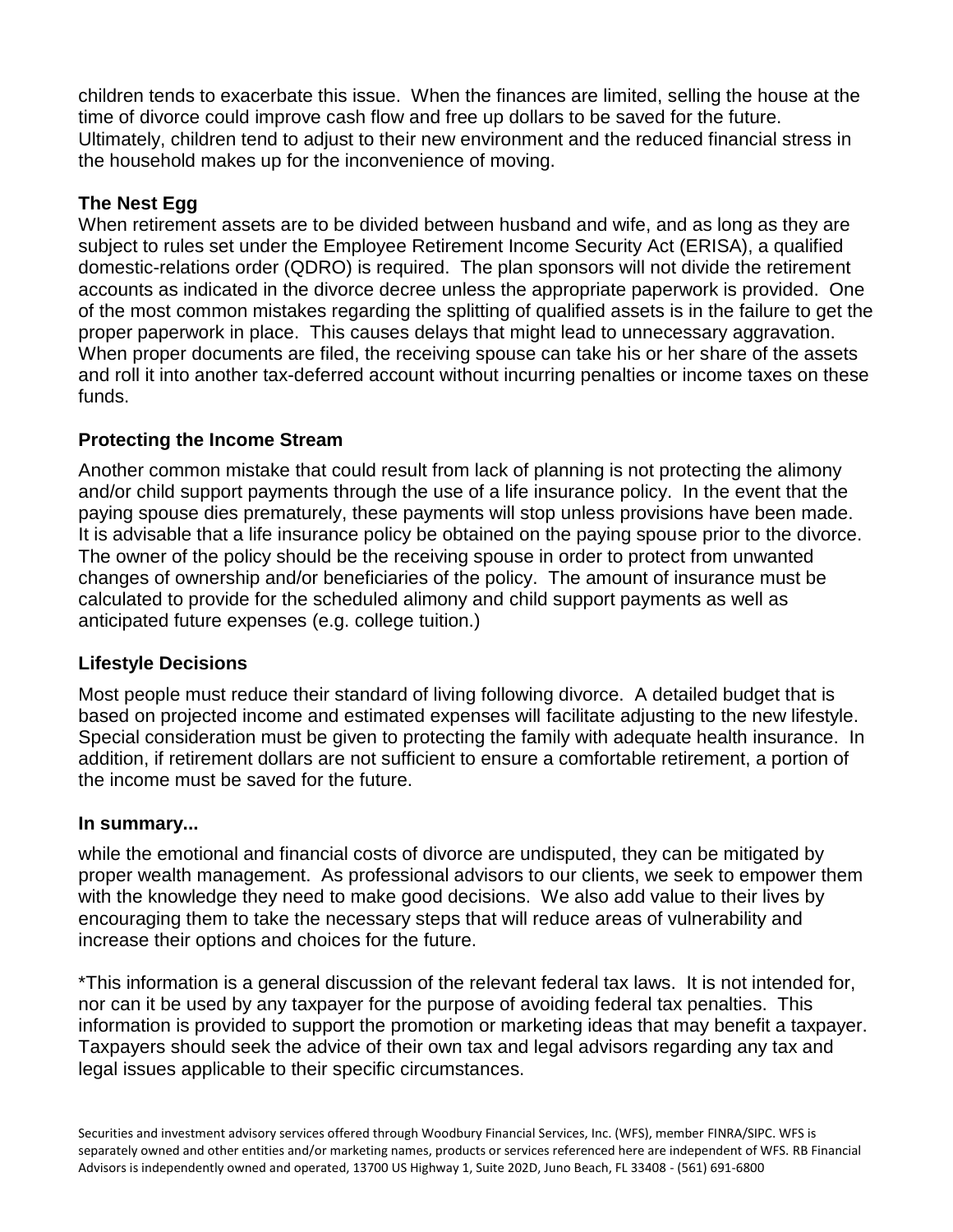children tends to exacerbate this issue. When the finances are limited, selling the house at the time of divorce could improve cash flow and free up dollars to be saved for the future. Ultimately, children tend to adjust to their new environment and the reduced financial stress in the household makes up for the inconvenience of moving.

**The Nest Egg**

When retirement assets are to be divided between husband and wife, and as long as they are subject to rules set under the Employee Retirement Income Security Act (ERISA), a qualified domestic-relations order (QDRO) is required. The plan sponsors will not divide the retirement accounts as indicated in the divorce decree unless the appropriate paperwork is provided. One of the most common mistakes regarding the splitting of qualified assets is in the failure to get the proper paperwork in place. This causes delays that might lead to unnecessary aggravation. When proper documents are filed, the receiving spouse can take his or her share of the assets and roll it into another tax-deferred account without incurring penalties or income taxes on these funds.

**Protecting the Income Stream**

Another common mistake that could result from lack of planning is not protecting the alimony and/or child support payments through the use of a life insurance policy. In the event that the paying spouse dies prematurely, these payments will stop unless provisions have been made. It is advisable that a life insurance policy be obtained on the paying spouse prior to the divorce. The owner of the policy should be the receiving spouse in order to protect from unwanted changes of ownership and/or beneficiaries of the policy. The amount of insurance must be calculated to provide for the scheduled alimony and child support payments as well as anticipated future expenses (e.g. college tuition.)

**Lifestyle Decisions**

Most people must reduce their standard of living following divorce. A detailed budget that is based on projected income and estimated expenses will facilitate adjusting to the new lifestyle. Special consideration must be given to protecting the family with adequate health insurance. In addition, if retirement dollars are not sufficient to ensure a comfortable retirement, a portion of the income must be saved for the future.

**In summary...**

while the emotional and financial costs of divorce are undisputed, they can be mitigated by proper wealth management. As professional advisors to our clients, we seek to empower them with the knowledge they need to make good decisions. We also add value to their lives by encouraging them to take the necessary steps that will reduce areas of vulnerability and increase their options and choices for the future.

*This information is a general discussion of the relevant federal tax laws. It is not intended for, nor can it be used by any taxpayer for the purpose of avoiding federal tax penalties. This information is provided to support the promotion or marketing ideas that may benefit a taxpayer. Taxpayers should seek the advice of their own tax and legal advisors regarding any tax and legal issues applicable to their specific circumstances.

Securities and investment advisory services offered through Woodbury Financial Services, Inc. (WFS), member FINRA/SIPC. WFS is separately owned and other entities and/or marketing names, products or services referenced here are independent of WFS. RB Financial Advisors is independently owned and operated, 13700 US Highway 1, Suite 202D, Juno Beach, FL 33408 - (561) 691-6800